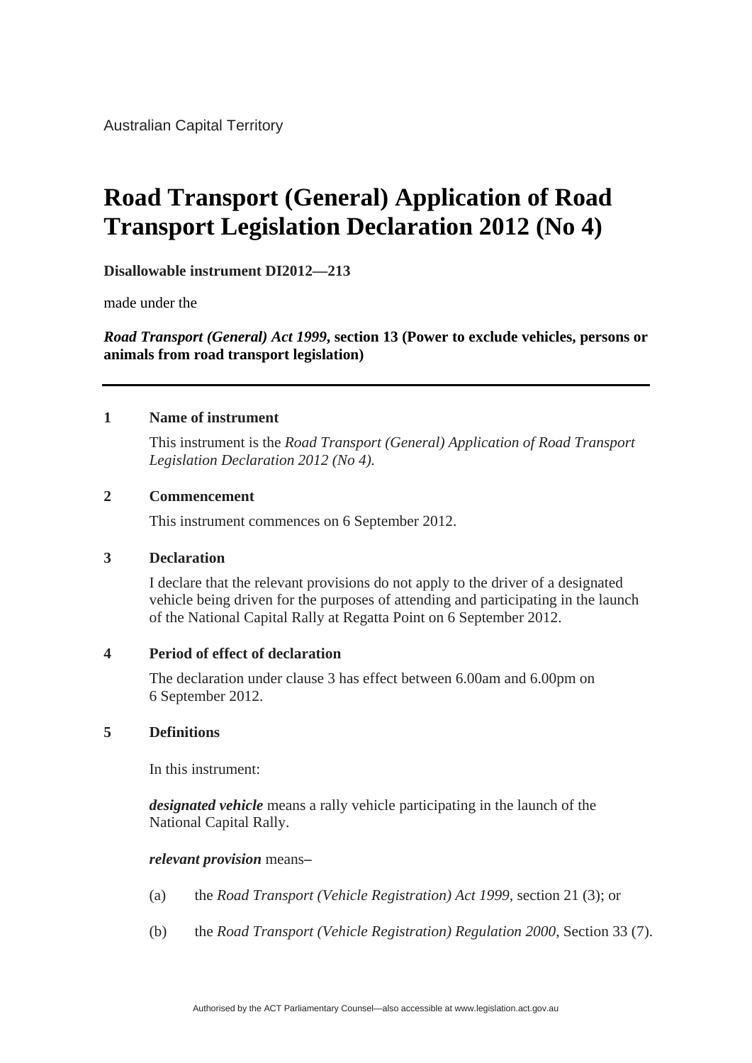Australian Capital Territory

# Road Transport (General) Application of Road Transport Legislation Declaration 2012 (No 4)

**Disallowable instrument DI2012—213**

made under the

***Road Transport (General) Act 1999*, section 13 (Power to exclude vehicles, persons or animals from road transport legislation)**

---

## 1 Name of instrument

This instrument is the *Road Transport (General) Application of Road Transport Legislation Declaration 2012 (No 4).*

## 2 Commencement

This instrument commences on 6 September 2012.

## 3 Declaration

I declare that the relevant provisions do not apply to the driver of a designated vehicle being driven for the purposes of attending and participating in the launch of the National Capital Rally at Regatta Point on 6 September 2012.

## 4 Period of effect of declaration

The declaration under clause 3 has effect between 6.00am and 6.00pm on 6 September 2012.

## 5 Definitions

In this instrument:

***designated vehicle*** means a rally vehicle participating in the launch of the National Capital Rally.

***relevant provision*** means–

(a) the *Road Transport (Vehicle Registration) Act 1999*, section 21 (3); or

(b) the *Road Transport (Vehicle Registration) Regulation 2000*, Section 33 (7).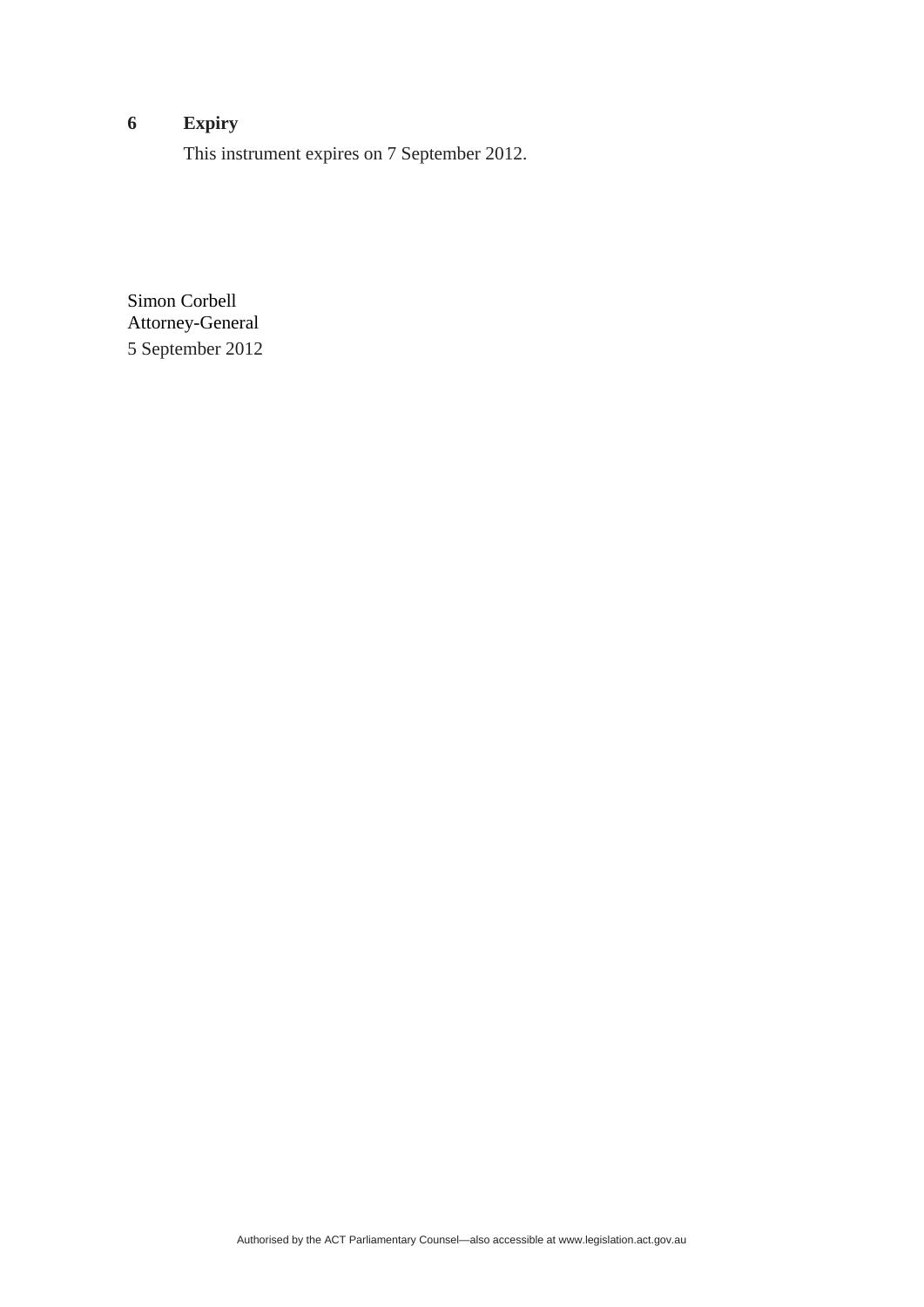**6 Expiry**

This instrument expires on 7 September 2012.

Simon Corbell
Attorney-General
5 September 2012